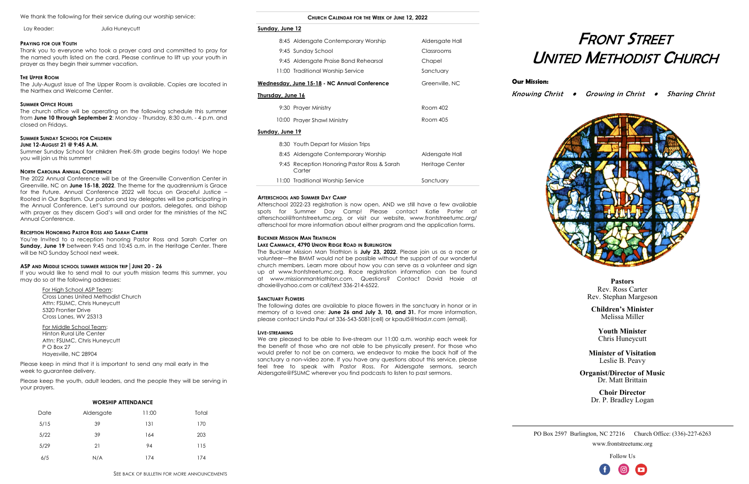We thank the following for their service during our worship service:

Lay Reader: Julia Huneycutt

### Praying for our Youth

Thank you to everyone who took a prayer card and committed to pray for the named youth listed on the card. Please continue to lift up your youth in prayer as they begin their summer vacation.

### The Upper Room

The July-August issue of The Upper Room is available. Copies are located in the Narthex and Welcome Center.

### Summer Office Hours

The church office will be operating on the following schedule this summer from **June 10 through September 2**: Monday - Thursday, 8:30 a.m. - 4 p.m. and closed on Fridays.

### Summer Sunday School for Children
### June 12-August 21 @ 9:45 A.M.

Summer Sunday School for children PreK-5th grade begins today! We hope you will join us this summer!

### North Carolina Annual Conference

The 2022 Annual Conference will be at the Greenville Convention Center in Greenville, NC on **June 15-18, 2022**. The theme for the quadrennium is Grace for the Future. Annual Conference 2022 will focus on Graceful Justice – Rooted in Our Baptism. Our pastors and lay delegates will be participating in the Annual Conference. Let's surround our pastors, delegates, and bishop with prayer as they discern God's will and order for the ministries of the NC Annual Conference.

### Reception Honoring Pastor Ross and Sarah Carter

You're Invited to a reception honoring Pastor Ross and Sarah Carter on **Sunday, June 19** between 9:45 and 10:45 a.m. in the Heritage Center. There will be NO Sunday School next week.

### ASP and Middle School summer mission trip | June 20 - 26

If you would like to send mail to our youth mission teams this summer, you may do so at the following addresses:

For High School ASP Team:
Cross Lanes United Methodist Church
Attn: FSUMC, Chris Huneycutt
5320 Frontier Drive
Cross Lanes, WV 25313

For Middle School Team:
Hinton Rural Life Center
Attn: FSUMC, Chris Huneycutt
P O Box 27
Hayesville, NC 28904

Please keep in mind that it is important to send any mail early in the week to guarantee delivery.

Please keep the youth, adult leaders, and the people they will be serving in your prayers.

### Worship Attendance

| Date | Aldersgate | 11:00 | Total |
|---|---|---|---|
| 5/15 | 39 | 131 | 170 |
| 5/22 | 39 | 164 | 203 |
| 5/29 | 21 | 94 | 115 |
| 6/5 | N/A | 174 | 174 |

See back of bulletin for more announcements

### Church Calendar for the Week of June 12, 2022

| | | |
|---|---|---|
| **Sunday, June 12** | | |
| 8:45 | Aldersgate Contemporary Worship | Aldersgate Hall |
| 9:45 | Sunday School | Classrooms |
| 9:45 | Aldersgate Praise Band Rehearsal | Chapel |
| 11:00 | Traditional Worship Service | Sanctuary |
| **Wednesday, June 15-18 - NC Annual Conference** | | Greenville, NC |
| **Thursday, June 16** | | |
| 9:30 | Prayer Ministry | Room 402 |
| 10:00 | Prayer Shawl Ministry | Room 405 |
| **Sunday, June 19** | | |
| 8:30 | Youth Depart for Mission Trips | |
| 8:45 | Aldersgate Contemporary Worship | Aldersgate Hall |
| 9:45 | Reception Honoring Pastor Ross & Sarah Carter | Heritage Center |
| 11:00 | Traditional Worship Service | Sanctuary |

### Afterschool and Summer Day Camp

Afterschool 2022-23 registration is now open, AND we still have a few available spots for Summer Day Camp! Please contact Katie Porter at afterschool@frontstreetumc.org, or visit our website, www.frontstreetumc.org/afterschool for more information about either program and the application forms.

### Buckner Mission Man Triathlon
### Lake Cammack, 4790 Union Ridge Road in Burlington

The Buckner Mission Man Triathlon is **July 23, 2022**. Please join us as a racer or volunteer—the BMMT would not be possible without the support of our wonderful church members. Learn more about how you can serve as a volunteer and sign up at www.frontstreetumc.org. Race registration information can be found at www.missionmantriathlon.com. Questions? Contact David Hoxie at dhoxie@yahoo.com or call/text 336-214-6522.

### Sanctuary Flowers

The following dates are available to place flowers in the sanctuary in honor or in memory of a loved one: **June 26 and July 3, 10, and 31.** For more information, please contact Linda Paul at 336-543-5081(cell) or kpaul5@triad.rr.com (email).

### Live-streaming

We are pleased to be able to live-stream our 11:00 a.m. worship each week for the benefit of those who are not able to be physically present. For those who would prefer to not be on camera, we endeavor to make the back half of the sanctuary a non-video zone. If you have any questions about this service, please feel free to speak with Pastor Ross. For Aldersgate sermons, search Aldersgate@FSUMC wherever you find podcasts to listen to past sermons.

# Front Street United Methodist Church

**Our Mission:**

*Knowing Christ • Growing in Christ • Sharing Christ*

**Pastors**
Rev. Ross Carter
Rev. Stephan Margeson

**Children's Minister**
Melissa Miller

**Youth Minister**
Chris Huneycutt

**Minister of Visitation**
Leslie B. Peavy

**Organist/Director of Music**
Dr. Matt Brittain

**Choir Director**
Dr. P. Bradley Logan

PO Box 2597 Burlington, NC 27216 Church Office: (336)-227-6263

www.frontstreetumc.org

Follow Us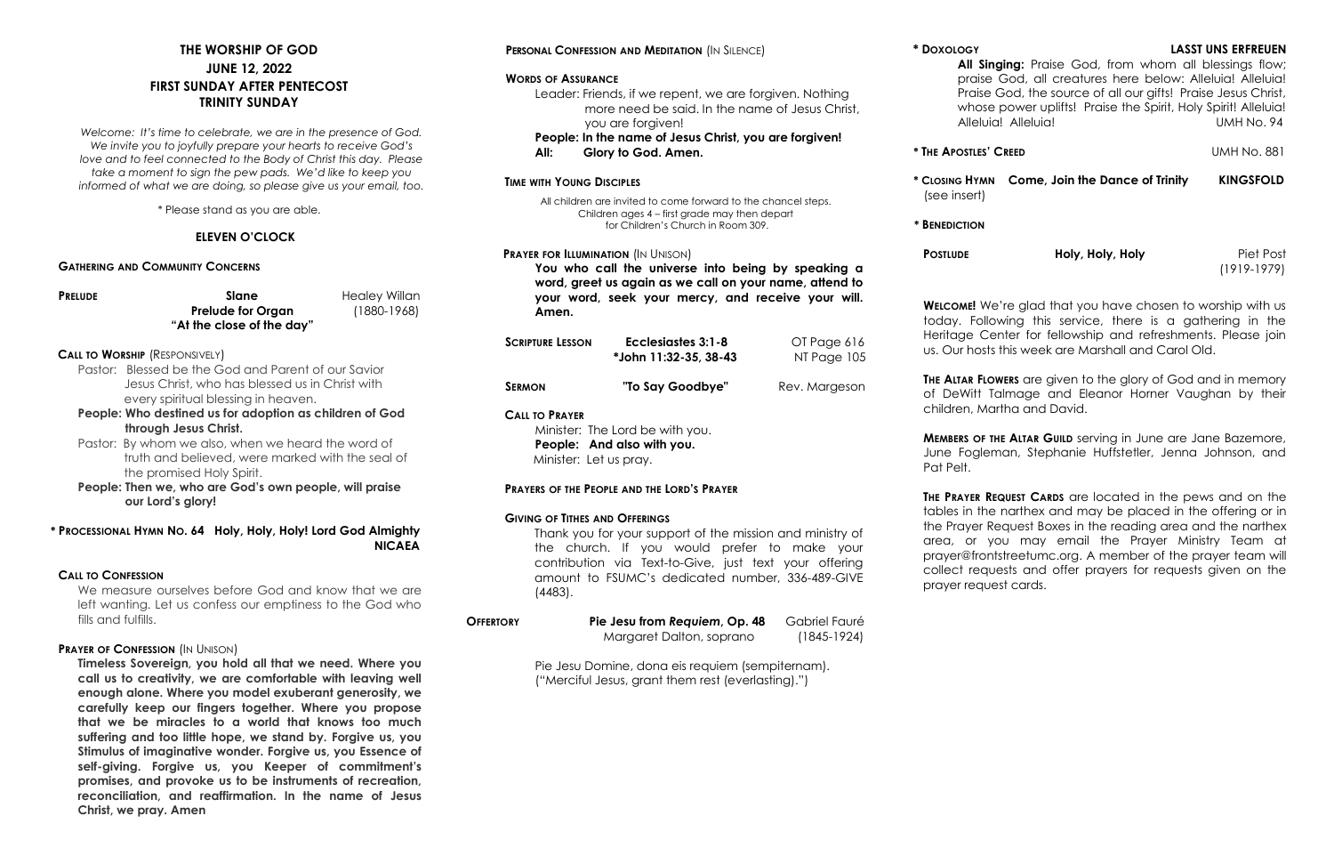# THE WORSHIP OF GOD

## JUNE 12, 2022

## FIRST SUNDAY AFTER PENTECOST

## TRINITY SUNDAY

*Welcome: It's time to celebrate, we are in the presence of God. We invite you to joyfully prepare your hearts to receive God's love and to feel connected to the Body of Christ this day. Please take a moment to sign the pew pads. We'd like to keep you informed of what we are doing, so please give us your email, too.*

* Please stand as you are able.

### ELEVEN O'CLOCK

**GATHERING AND COMMUNITY CONCERNS**

**PRELUDE** **Slane** Healey Willan
**Prelude for Organ** (1880-1968)
**"At the close of the day"**

**CALL TO WORSHIP** (RESPONSIVELY)

Pastor: Blessed be the God and Parent of our Savior Jesus Christ, who has blessed us in Christ with every spiritual blessing in heaven.

**People: Who destined us for adoption as children of God through Jesus Christ.**

Pastor: By whom we also, when we heard the word of truth and believed, were marked with the seal of the promised Holy Spirit.

**People: Then we, who are God's own people, will praise our Lord's glory!**

**\* PROCESSIONAL HYMN No. 64 Holy, Holy, Holy! Lord God Almighty NICAEA**

**CALL TO CONFESSION**

We measure ourselves before God and know that we are left wanting. Let us confess our emptiness to the God who fills and fulfills.

**PRAYER OF CONFESSION** (IN UNISON)

**Timeless Sovereign, you hold all that we need. Where you call us to creativity, we are comfortable with leaving well enough alone. Where you model exuberant generosity, we carefully keep our fingers together. Where you propose that we be miracles to a world that knows too much suffering and too little hope, we stand by. Forgive us, you Stimulus of imaginative wonder. Forgive us, you Essence of self-giving. Forgive us, you Keeper of commitment's promises, and provoke us to be instruments of recreation, reconciliation, and reaffirmation. In the name of Jesus Christ, we pray. Amen**

**PERSONAL CONFESSION AND MEDITATION** (IN SILENCE)

**WORDS OF ASSURANCE**

Leader: Friends, if we repent, we are forgiven. Nothing more need be said. In the name of Jesus Christ, you are forgiven!

**People: In the name of Jesus Christ, you are forgiven!**

**All: Glory to God. Amen.**

**TIME WITH YOUNG DISCIPLES**

All children are invited to come forward to the chancel steps. Children ages 4 – first grade may then depart for Children's Church in Room 309.

**PRAYER FOR ILLUMINATION** (IN UNISON)

**You who call the universe into being by speaking a word, greet us again as we call on your name, attend to your word, seek your mercy, and receive your will. Amen.**

**SCRIPTURE LESSON** **Ecclesiastes 3:1-8** OT Page 616
**\*John 11:32-35, 38-43** NT Page 105

**SERMON** **"To Say Goodbye"** Rev. Margeson

**CALL TO PRAYER**

Minister: The Lord be with you.
**People: And also with you.**
Minister: Let us pray.

**PRAYERS OF THE PEOPLE AND THE LORD'S PRAYER**

**GIVING OF TITHES AND OFFERINGS**

Thank you for your support of the mission and ministry of the church. If you would prefer to make your contribution via Text-to-Give, just text your offering amount to FSUMC's dedicated number, 336-489-GIVE (4483).

**OFFERTORY** **Pie Jesu from *Requiem*, Op. 48** Gabriel Fauré
Margaret Dalton, soprano (1845-1924)

Pie Jesu Domine, dona eis requiem (sempiternam).
("Merciful Jesus, grant them rest (everlasting).")

**\* DOXOLOGY** **LASST UNS ERFREUEN**

**All Singing:** Praise God, from whom all blessings flow; praise God, all creatures here below: Alleluia! Alleluia! Praise God, the source of all our gifts! Praise Jesus Christ, whose power uplifts! Praise the Spirit, Holy Spirit! Alleluia! Alleluia! Alleluia! UMH No. 94

**\* THE APOSTLES' CREED** UMH No. 881

**\* CLOSING HYMN** **Come, Join the Dance of Trinity** **KINGSFOLD**
(see insert)

**\* BENEDICTION**

**POSTLUDE** **Holy, Holy, Holy** Piet Post
(1919-1979)

**WELCOME!** We're glad that you have chosen to worship with us today. Following this service, there is a gathering in the Heritage Center for fellowship and refreshments. Please join us. Our hosts this week are Marshall and Carol Old.

**THE ALTAR FLOWERS** are given to the glory of God and in memory of DeWitt Talmage and Eleanor Horner Vaughan by their children, Martha and David.

**MEMBERS OF THE ALTAR GUILD** serving in June are Jane Bazemore, June Fogleman, Stephanie Huffstetler, Jenna Johnson, and Pat Pelt.

**THE PRAYER REQUEST CARDS** are located in the pews and on the tables in the narthex and may be placed in the offering or in the Prayer Request Boxes in the reading area and the narthex area, or you may email the Prayer Ministry Team at prayer@frontstreetumc.org. A member of the prayer team will collect requests and offer prayers for requests given on the prayer request cards.